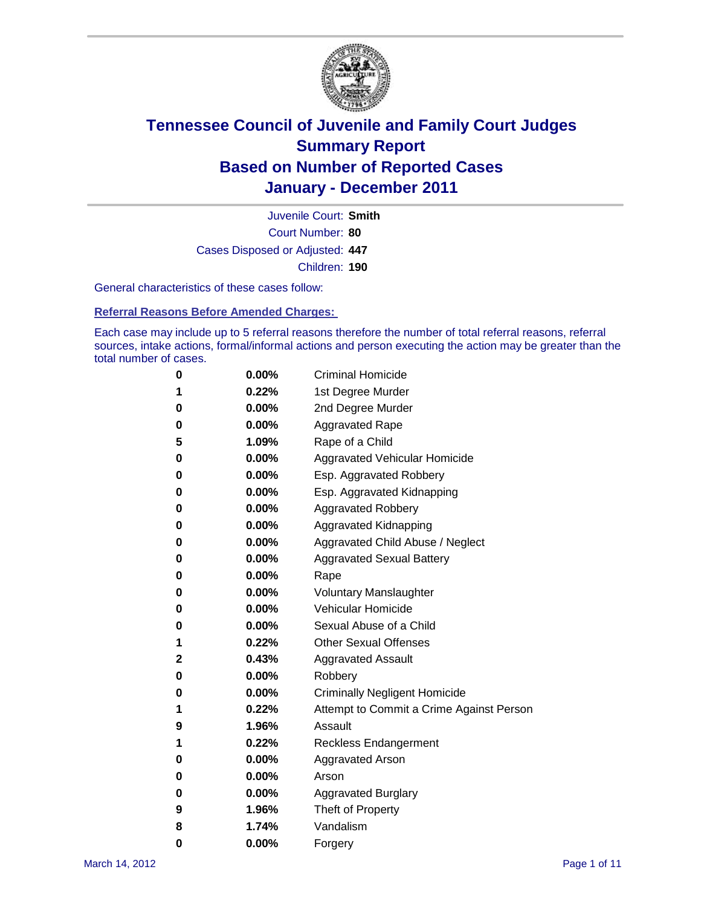# Tennessee Council of Juvenile and Family Court Judges
# Summary Report
# Based on Number of Reported Cases
# January - December 2011

Juvenile Court: **Smith**

Court Number: **80**

Cases Disposed or Adjusted: **447**

Children: **190**

General characteristics of these cases follow:

## Referral Reasons Before Amended Charges:

Each case may include up to 5 referral reasons therefore the number of total referral reasons, referral sources, intake actions, formal/informal actions and person executing the action may be greater than the total number of cases.

| Count | Percent | Referral Reason |
|---|---|---|
| 0 | 0.00% | Criminal Homicide |
| 1 | 0.22% | 1st Degree Murder |
| 0 | 0.00% | 2nd Degree Murder |
| 0 | 0.00% | Aggravated Rape |
| 5 | 1.09% | Rape of a Child |
| 0 | 0.00% | Aggravated Vehicular Homicide |
| 0 | 0.00% | Esp. Aggravated Robbery |
| 0 | 0.00% | Esp. Aggravated Kidnapping |
| 0 | 0.00% | Aggravated Robbery |
| 0 | 0.00% | Aggravated Kidnapping |
| 0 | 0.00% | Aggravated Child Abuse / Neglect |
| 0 | 0.00% | Aggravated Sexual Battery |
| 0 | 0.00% | Rape |
| 0 | 0.00% | Voluntary Manslaughter |
| 0 | 0.00% | Vehicular Homicide |
| 0 | 0.00% | Sexual Abuse of a Child |
| 1 | 0.22% | Other Sexual Offenses |
| 2 | 0.43% | Aggravated Assault |
| 0 | 0.00% | Robbery |
| 0 | 0.00% | Criminally Negligent Homicide |
| 1 | 0.22% | Attempt to Commit a Crime Against Person |
| 9 | 1.96% | Assault |
| 1 | 0.22% | Reckless Endangerment |
| 0 | 0.00% | Aggravated Arson |
| 0 | 0.00% | Arson |
| 0 | 0.00% | Aggravated Burglary |
| 9 | 1.96% | Theft of Property |
| 8 | 1.74% | Vandalism |
| 0 | 0.00% | Forgery |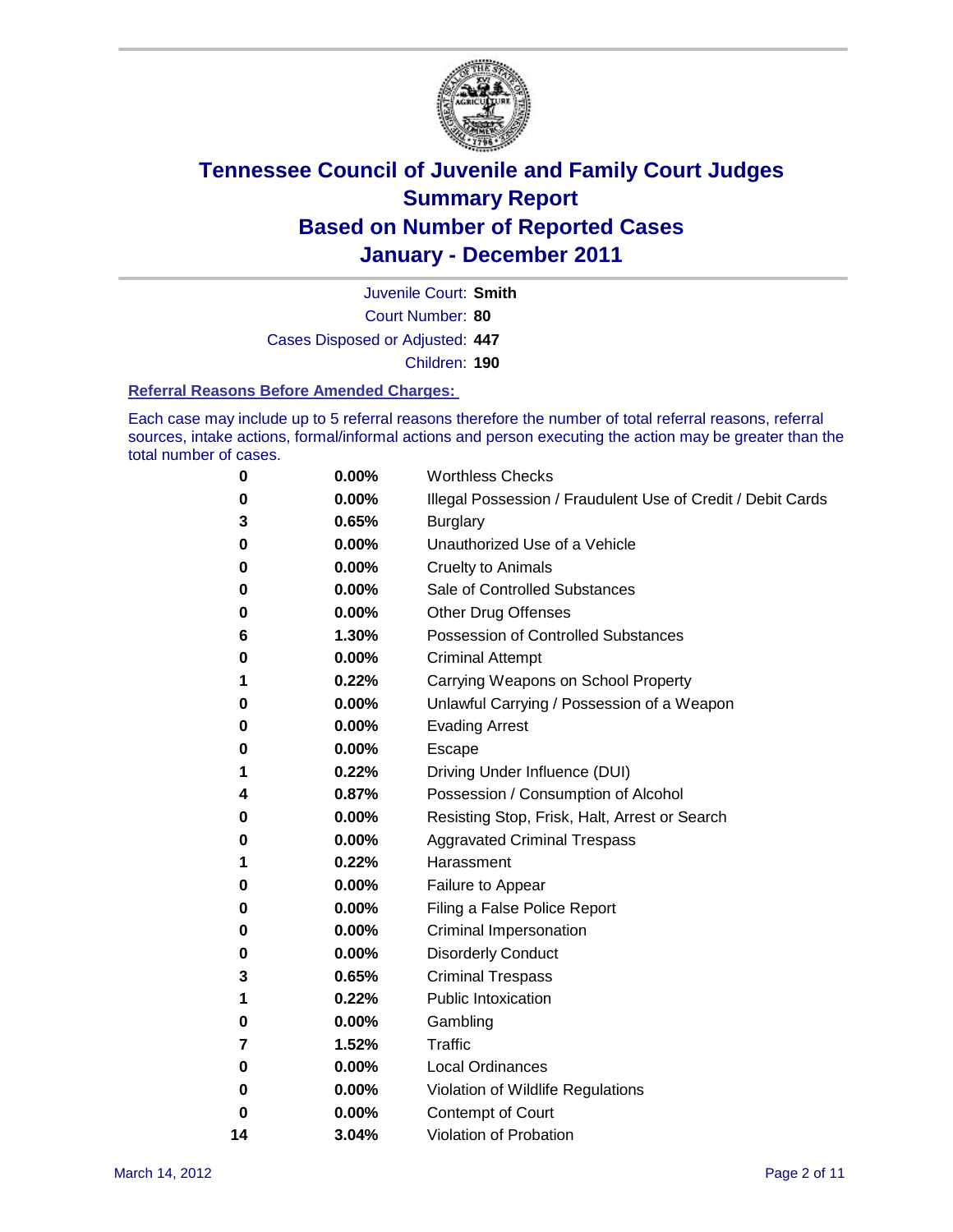# Tennessee Council of Juvenile and Family Court Judges
# Summary Report
# Based on Number of Reported Cases
# January - December 2011

Juvenile Court: **Smith**
Court Number: **80**
Cases Disposed or Adjusted: **447**
Children: **190**

### Referral Reasons Before Amended Charges:

Each case may include up to 5 referral reasons therefore the number of total referral reasons, referral sources, intake actions, formal/informal actions and person executing the action may be greater than the total number of cases.

| | | |
|---|---|---|
| 0 | 0.00% | Worthless Checks |
| 0 | 0.00% | Illegal Possession / Fraudulent Use of Credit / Debit Cards |
| 3 | 0.65% | Burglary |
| 0 | 0.00% | Unauthorized Use of a Vehicle |
| 0 | 0.00% | Cruelty to Animals |
| 0 | 0.00% | Sale of Controlled Substances |
| 0 | 0.00% | Other Drug Offenses |
| 6 | 1.30% | Possession of Controlled Substances |
| 0 | 0.00% | Criminal Attempt |
| 1 | 0.22% | Carrying Weapons on School Property |
| 0 | 0.00% | Unlawful Carrying / Possession of a Weapon |
| 0 | 0.00% | Evading Arrest |
| 0 | 0.00% | Escape |
| 1 | 0.22% | Driving Under Influence (DUI) |
| 4 | 0.87% | Possession / Consumption of Alcohol |
| 0 | 0.00% | Resisting Stop, Frisk, Halt, Arrest or Search |
| 0 | 0.00% | Aggravated Criminal Trespass |
| 1 | 0.22% | Harassment |
| 0 | 0.00% | Failure to Appear |
| 0 | 0.00% | Filing a False Police Report |
| 0 | 0.00% | Criminal Impersonation |
| 0 | 0.00% | Disorderly Conduct |
| 3 | 0.65% | Criminal Trespass |
| 1 | 0.22% | Public Intoxication |
| 0 | 0.00% | Gambling |
| 7 | 1.52% | Traffic |
| 0 | 0.00% | Local Ordinances |
| 0 | 0.00% | Violation of Wildlife Regulations |
| 0 | 0.00% | Contempt of Court |
| 14 | 3.04% | Violation of Probation |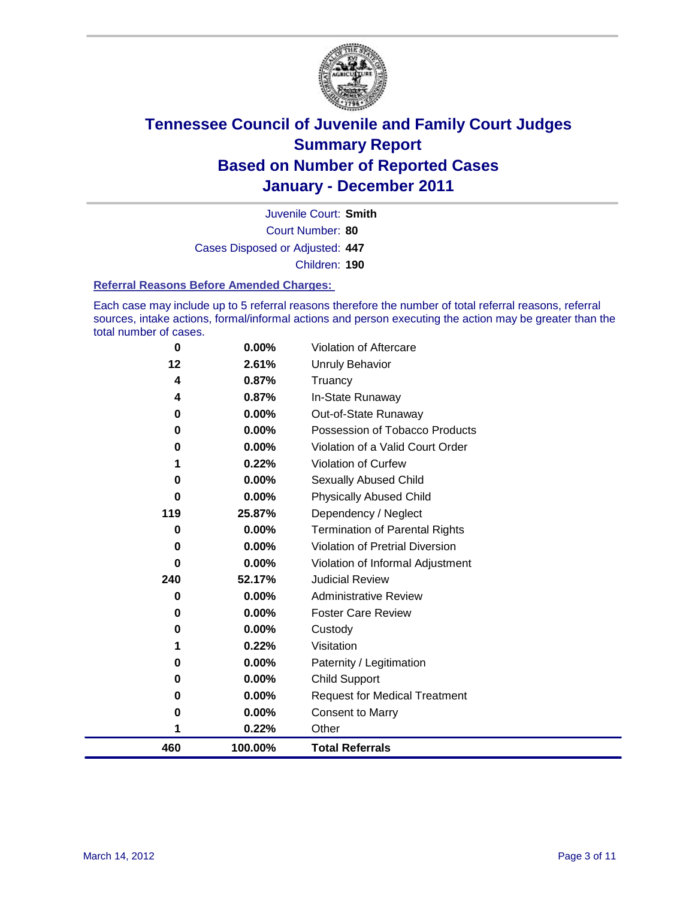# Tennessee Council of Juvenile and Family Court Judges
## Summary Report
## Based on Number of Reported Cases
## January - December 2011

Juvenile Court: **Smith**
Court Number: **80**
Cases Disposed or Adjusted: **447**
Children: **190**

### Referral Reasons Before Amended Charges:

Each case may include up to 5 referral reasons therefore the number of total referral reasons, referral sources, intake actions, formal/informal actions and person executing the action may be greater than the total number of cases.

| Count | Percent | Referral Reason |
|---|---|---|
| 0 | 0.00% | Violation of Aftercare |
| 12 | 2.61% | Unruly Behavior |
| 4 | 0.87% | Truancy |
| 4 | 0.87% | In-State Runaway |
| 0 | 0.00% | Out-of-State Runaway |
| 0 | 0.00% | Possession of Tobacco Products |
| 0 | 0.00% | Violation of a Valid Court Order |
| 1 | 0.22% | Violation of Curfew |
| 0 | 0.00% | Sexually Abused Child |
| 0 | 0.00% | Physically Abused Child |
| 119 | 25.87% | Dependency / Neglect |
| 0 | 0.00% | Termination of Parental Rights |
| 0 | 0.00% | Violation of Pretrial Diversion |
| 0 | 0.00% | Violation of Informal Adjustment |
| 240 | 52.17% | Judicial Review |
| 0 | 0.00% | Administrative Review |
| 0 | 0.00% | Foster Care Review |
| 0 | 0.00% | Custody |
| 1 | 0.22% | Visitation |
| 0 | 0.00% | Paternity / Legitimation |
| 0 | 0.00% | Child Support |
| 0 | 0.00% | Request for Medical Treatment |
| 0 | 0.00% | Consent to Marry |
| 1 | 0.22% | Other |
| **460** | **100.00%** | **Total Referrals** |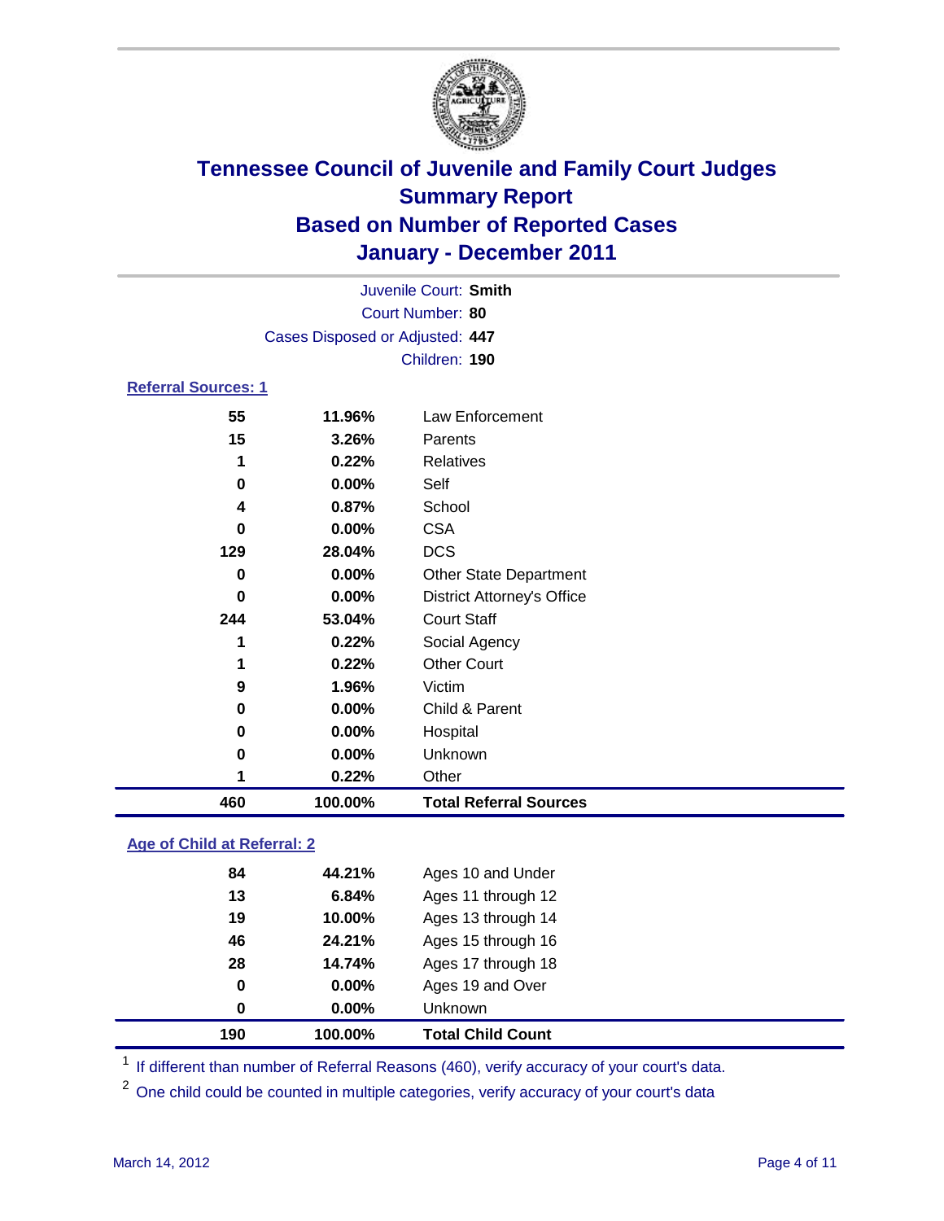# Tennessee Council of Juvenile and Family Court Judges
## Summary Report
## Based on Number of Reported Cases
## January - December 2011

Juvenile Court: **Smith**
Court Number: **80**
Cases Disposed or Adjusted: **447**
Children: **190**

### Referral Sources: 1

| Count | Percent | Source |
|---|---|---|
| 55 | 11.96% | Law Enforcement |
| 15 | 3.26% | Parents |
| 1 | 0.22% | Relatives |
| 0 | 0.00% | Self |
| 4 | 0.87% | School |
| 0 | 0.00% | CSA |
| 129 | 28.04% | DCS |
| 0 | 0.00% | Other State Department |
| 0 | 0.00% | District Attorney's Office |
| 244 | 53.04% | Court Staff |
| 1 | 0.22% | Social Agency |
| 1 | 0.22% | Other Court |
| 9 | 1.96% | Victim |
| 0 | 0.00% | Child & Parent |
| 0 | 0.00% | Hospital |
| 0 | 0.00% | Unknown |
| 1 | 0.22% | Other |
| **460** | **100.00%** | **Total Referral Sources** |

### Age of Child at Referral: 2

| Count | Percent | Age |
|---|---|---|
| 84 | 44.21% | Ages 10 and Under |
| 13 | 6.84% | Ages 11 through 12 |
| 19 | 10.00% | Ages 13 through 14 |
| 46 | 24.21% | Ages 15 through 16 |
| 28 | 14.74% | Ages 17 through 18 |
| 0 | 0.00% | Ages 19 and Over |
| 0 | 0.00% | Unknown |
| **190** | **100.00%** | **Total Child Count** |

[1] If different than number of Referral Reasons (460), verify accuracy of your court's data.

[2] One child could be counted in multiple categories, verify accuracy of your court's data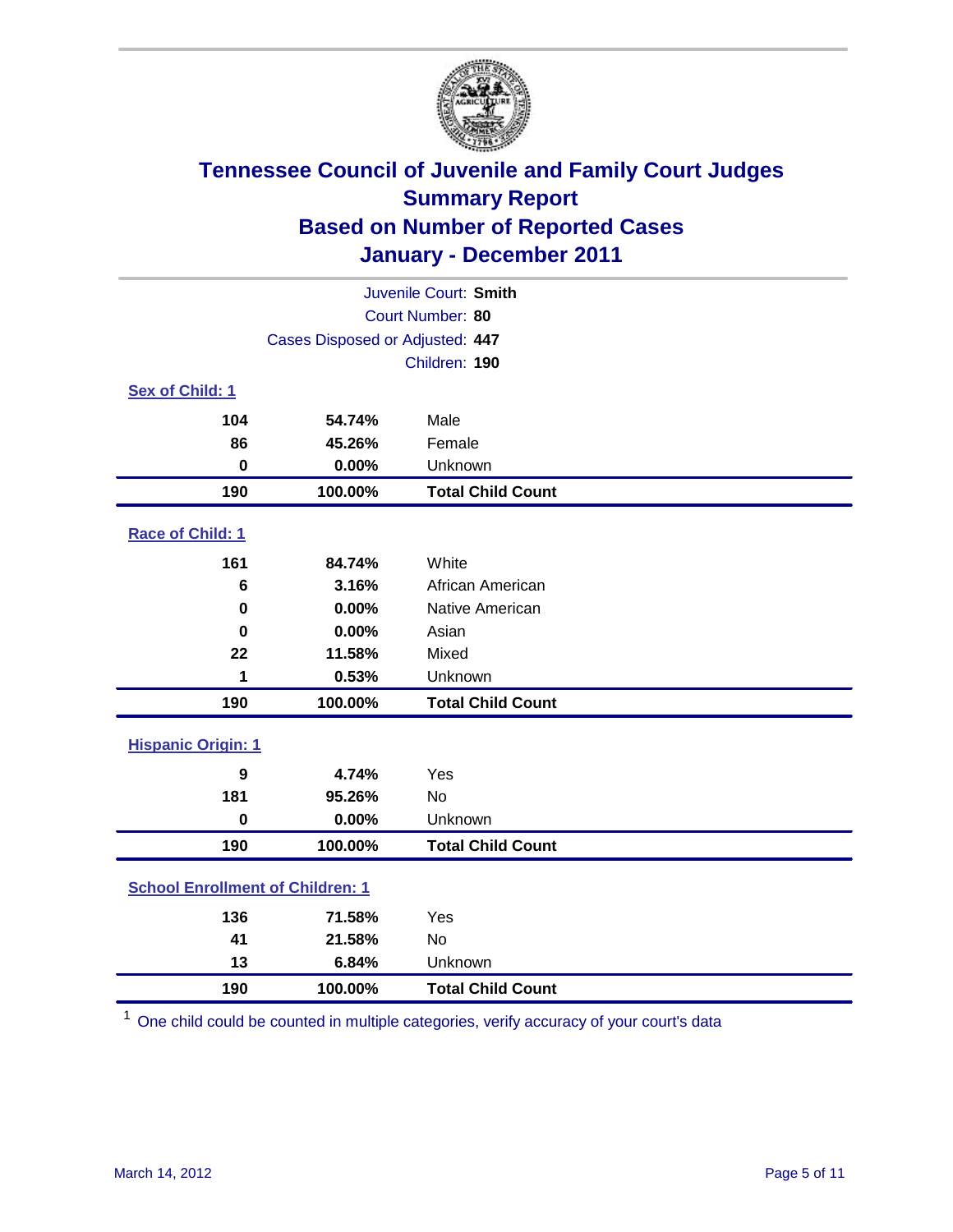# Tennessee Council of Juvenile and Family Court Judges
## Summary Report
## Based on Number of Reported Cases
## January - December 2011

Juvenile Court: **Smith**
Court Number: **80**
Cases Disposed or Adjusted: **447**
Children: **190**

### Sex of Child: 1

| | | |
|---|---|---|
| **104** | **54.74%** | Male |
| **86** | **45.26%** | Female |
| **0** | **0.00%** | Unknown |
| **190** | **100.00%** | **Total Child Count** |

### Race of Child: 1

| | | |
|---|---|---|
| **161** | **84.74%** | White |
| **6** | **3.16%** | African American |
| **0** | **0.00%** | Native American |
| **0** | **0.00%** | Asian |
| **22** | **11.58%** | Mixed |
| **1** | **0.53%** | Unknown |
| **190** | **100.00%** | **Total Child Count** |

### Hispanic Origin: 1

| | | |
|---|---|---|
| **9** | **4.74%** | Yes |
| **181** | **95.26%** | No |
| **0** | **0.00%** | Unknown |
| **190** | **100.00%** | **Total Child Count** |

### School Enrollment of Children: 1

| | | |
|---|---|---|
| **136** | **71.58%** | Yes |
| **41** | **21.58%** | No |
| **13** | **6.84%** | Unknown |
| **190** | **100.00%** | **Total Child Count** |

[1] One child could be counted in multiple categories, verify accuracy of your court's data

March 14, 2012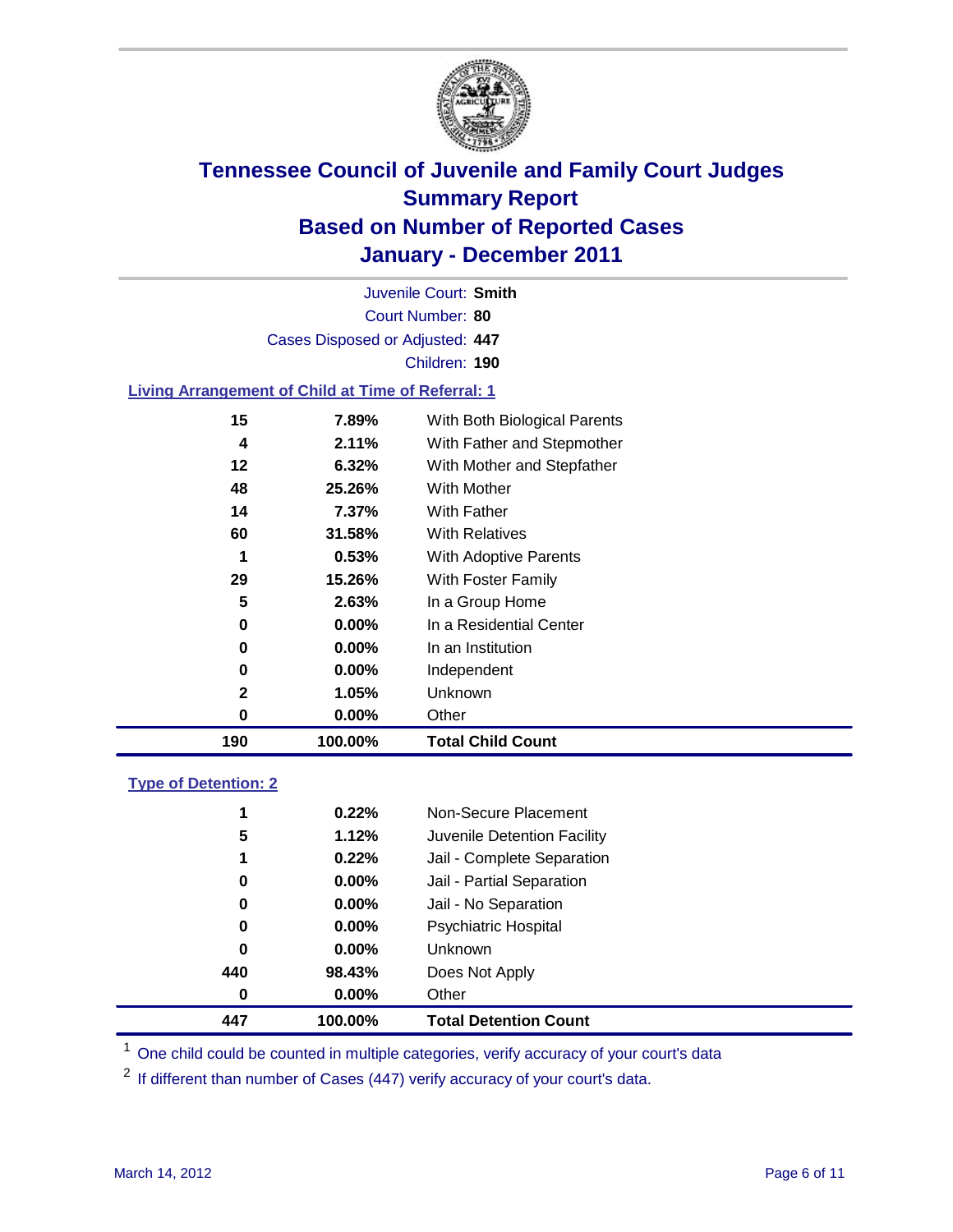# Tennessee Council of Juvenile and Family Court Judges
## Summary Report
## Based on Number of Reported Cases
## January - December 2011

Juvenile Court: **Smith**
Court Number: **80**
Cases Disposed or Adjusted: **447**
Children: **190**

### Living Arrangement of Child at Time of Referral: 1

| Count | Percent | Category |
|---|---|---|
| 15 | 7.89% | With Both Biological Parents |
| 4 | 2.11% | With Father and Stepmother |
| 12 | 6.32% | With Mother and Stepfather |
| 48 | 25.26% | With Mother |
| 14 | 7.37% | With Father |
| 60 | 31.58% | With Relatives |
| 1 | 0.53% | With Adoptive Parents |
| 29 | 15.26% | With Foster Family |
| 5 | 2.63% | In a Group Home |
| 0 | 0.00% | In a Residential Center |
| 0 | 0.00% | In an Institution |
| 0 | 0.00% | Independent |
| 2 | 1.05% | Unknown |
| 0 | 0.00% | Other |
| **190** | **100.00%** | **Total Child Count** |

### Type of Detention: 2

| Count | Percent | Category |
|---|---|---|
| 1 | 0.22% | Non-Secure Placement |
| 5 | 1.12% | Juvenile Detention Facility |
| 1 | 0.22% | Jail - Complete Separation |
| 0 | 0.00% | Jail - Partial Separation |
| 0 | 0.00% | Jail - No Separation |
| 0 | 0.00% | Psychiatric Hospital |
| 0 | 0.00% | Unknown |
| 440 | 98.43% | Does Not Apply |
| 0 | 0.00% | Other |
| **447** | **100.00%** | **Total Detention Count** |

[1] One child could be counted in multiple categories, verify accuracy of your court's data

[2] If different than number of Cases (447) verify accuracy of your court's data.

March 14, 2012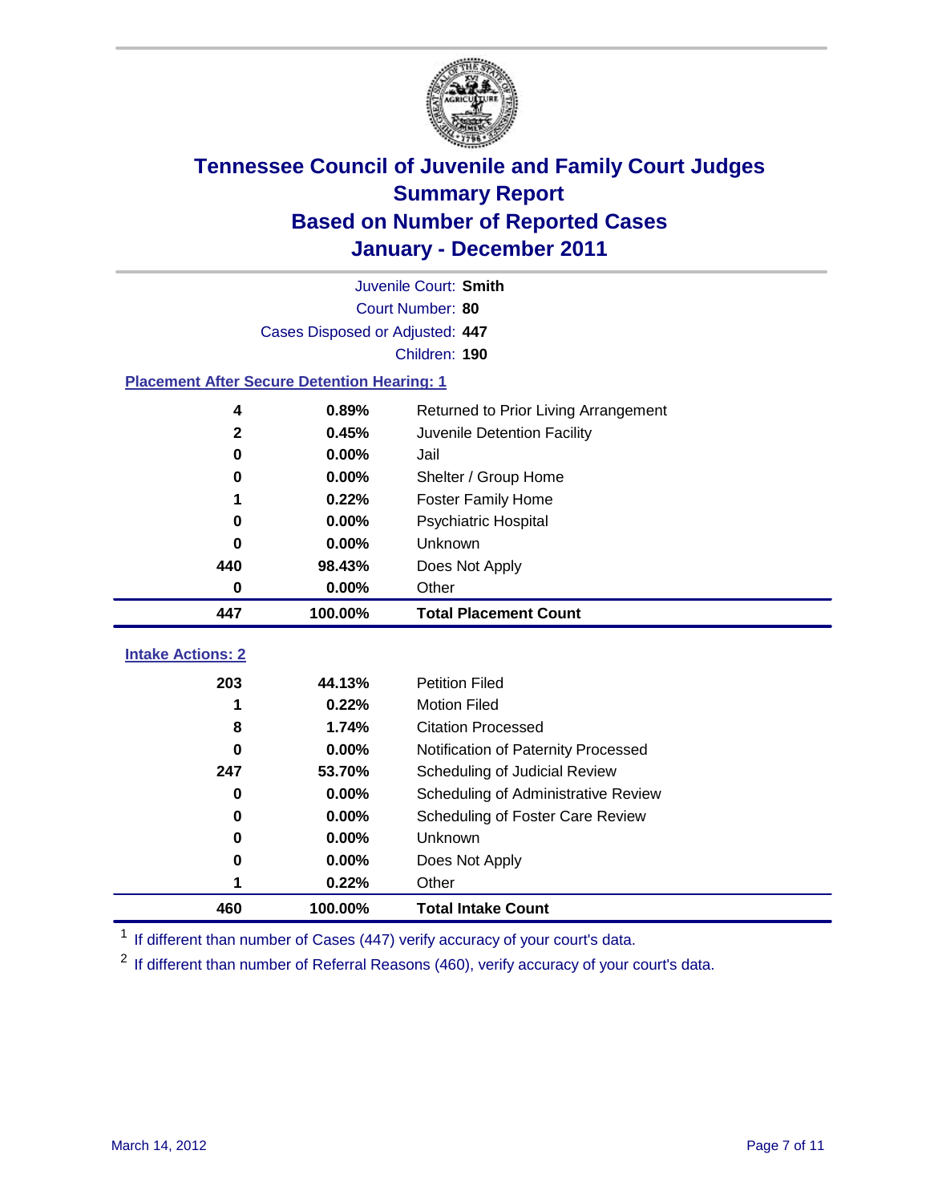# Tennessee Council of Juvenile and Family Court Judges
## Summary Report
## Based on Number of Reported Cases
## January - December 2011

Juvenile Court: **Smith**
Court Number: **80**
Cases Disposed or Adjusted: **447**
Children: **190**

### Placement After Secure Detention Hearing: 1

| | | |
|---|---|---|
| 4 | 0.89% | Returned to Prior Living Arrangement |
| 2 | 0.45% | Juvenile Detention Facility |
| 0 | 0.00% | Jail |
| 0 | 0.00% | Shelter / Group Home |
| 1 | 0.22% | Foster Family Home |
| 0 | 0.00% | Psychiatric Hospital |
| 0 | 0.00% | Unknown |
| 440 | 98.43% | Does Not Apply |
| 0 | 0.00% | Other |
| **447** | **100.00%** | **Total Placement Count** |

### Intake Actions: 2

| | | |
|---|---|---|
| 203 | 44.13% | Petition Filed |
| 1 | 0.22% | Motion Filed |
| 8 | 1.74% | Citation Processed |
| 0 | 0.00% | Notification of Paternity Processed |
| 247 | 53.70% | Scheduling of Judicial Review |
| 0 | 0.00% | Scheduling of Administrative Review |
| 0 | 0.00% | Scheduling of Foster Care Review |
| 0 | 0.00% | Unknown |
| 0 | 0.00% | Does Not Apply |
| 1 | 0.22% | Other |
| **460** | **100.00%** | **Total Intake Count** |

[1] If different than number of Cases (447) verify accuracy of your court's data.

[2] If different than number of Referral Reasons (460), verify accuracy of your court's data.

March 14, 2012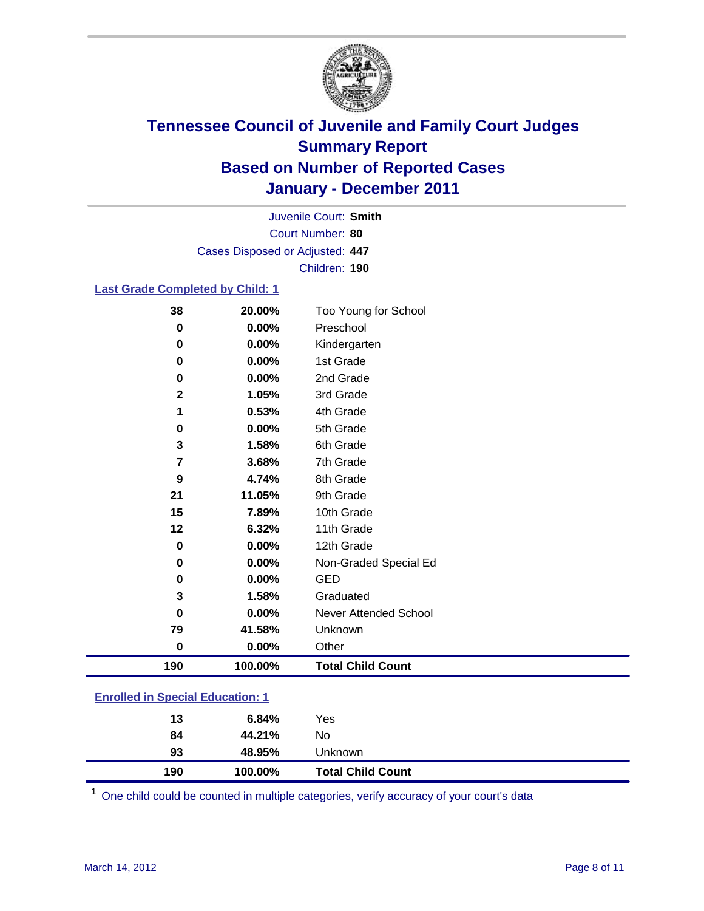# Tennessee Council of Juvenile and Family Court Judges
## Summary Report
## Based on Number of Reported Cases
## January - December 2011

Juvenile Court: **Smith**

Court Number: **80**

Cases Disposed or Adjusted: **447**

Children: **190**

### Last Grade Completed by Child: 1

| Count | Percent | Category |
|---|---|---|
| 38 | 20.00% | Too Young for School |
| 0 | 0.00% | Preschool |
| 0 | 0.00% | Kindergarten |
| 0 | 0.00% | 1st Grade |
| 0 | 0.00% | 2nd Grade |
| 2 | 1.05% | 3rd Grade |
| 1 | 0.53% | 4th Grade |
| 0 | 0.00% | 5th Grade |
| 3 | 1.58% | 6th Grade |
| 7 | 3.68% | 7th Grade |
| 9 | 4.74% | 8th Grade |
| 21 | 11.05% | 9th Grade |
| 15 | 7.89% | 10th Grade |
| 12 | 6.32% | 11th Grade |
| 0 | 0.00% | 12th Grade |
| 0 | 0.00% | Non-Graded Special Ed |
| 0 | 0.00% | GED |
| 3 | 1.58% | Graduated |
| 0 | 0.00% | Never Attended School |
| 79 | 41.58% | Unknown |
| 0 | 0.00% | Other |
| **190** | **100.00%** | **Total Child Count** |

### Enrolled in Special Education: 1

| Count | Percent | Category |
|---|---|---|
| 13 | 6.84% | Yes |
| 84 | 44.21% | No |
| 93 | 48.95% | Unknown |
| **190** | **100.00%** | **Total Child Count** |

[1] One child could be counted in multiple categories, verify accuracy of your court's data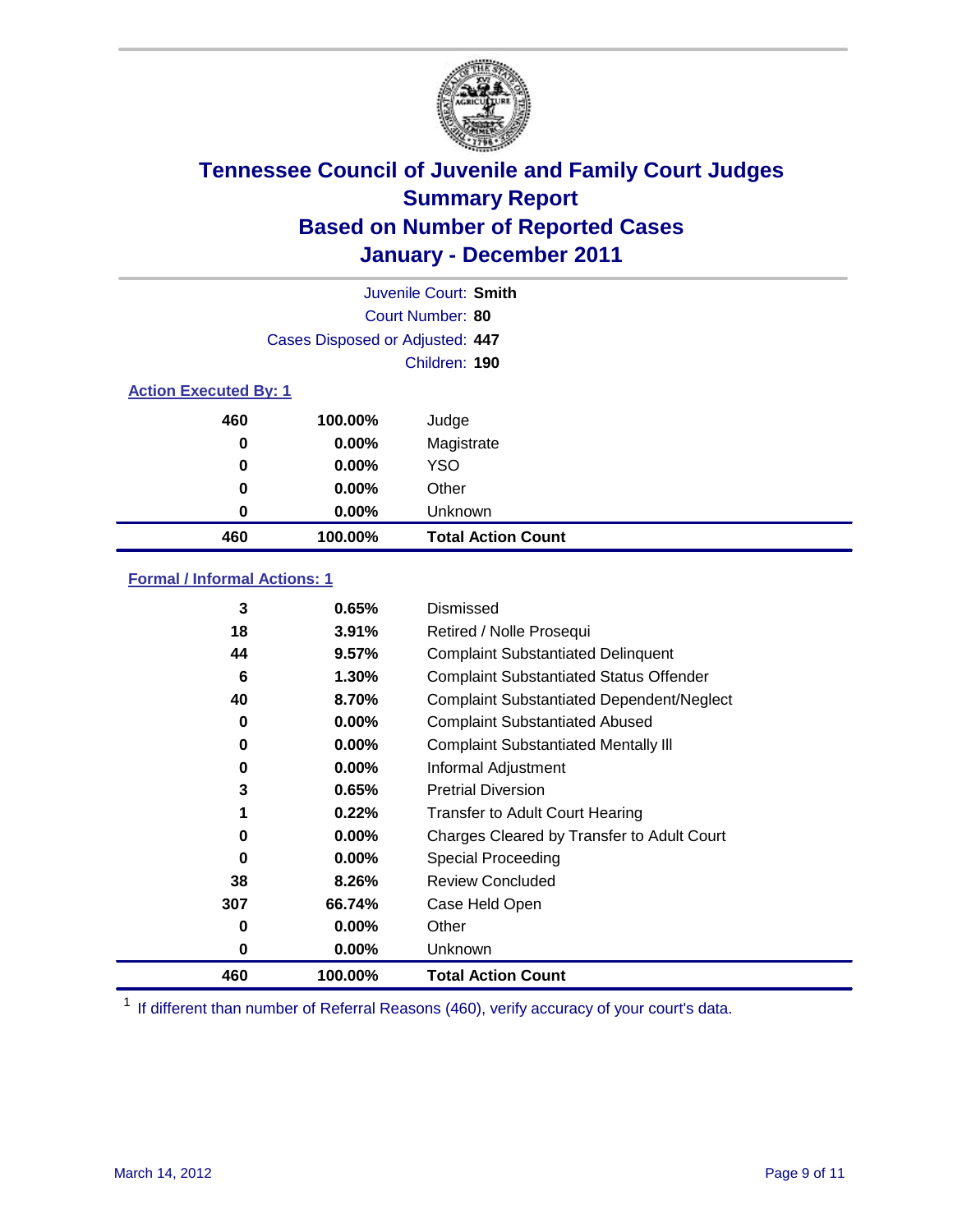# Tennessee Council of Juvenile and Family Court Judges
## Summary Report
## Based on Number of Reported Cases
## January - December 2011

Juvenile Court: **Smith**

Court Number: **80**

Cases Disposed or Adjusted: **447**

Children: **190**

### Action Executed By: 1

| | | |
|---|---|---|
| 460 | 100.00% | Judge |
| 0 | 0.00% | Magistrate |
| 0 | 0.00% | YSO |
| 0 | 0.00% | Other |
| 0 | 0.00% | Unknown |
| **460** | **100.00%** | **Total Action Count** |

### Formal / Informal Actions: 1

| | | |
|---|---|---|
| 3 | 0.65% | Dismissed |
| 18 | 3.91% | Retired / Nolle Prosequi |
| 44 | 9.57% | Complaint Substantiated Delinquent |
| 6 | 1.30% | Complaint Substantiated Status Offender |
| 40 | 8.70% | Complaint Substantiated Dependent/Neglect |
| 0 | 0.00% | Complaint Substantiated Abused |
| 0 | 0.00% | Complaint Substantiated Mentally Ill |
| 0 | 0.00% | Informal Adjustment |
| 3 | 0.65% | Pretrial Diversion |
| 1 | 0.22% | Transfer to Adult Court Hearing |
| 0 | 0.00% | Charges Cleared by Transfer to Adult Court |
| 0 | 0.00% | Special Proceeding |
| 38 | 8.26% | Review Concluded |
| 307 | 66.74% | Case Held Open |
| 0 | 0.00% | Other |
| 0 | 0.00% | Unknown |
| **460** | **100.00%** | **Total Action Count** |

[1] If different than number of Referral Reasons (460), verify accuracy of your court's data.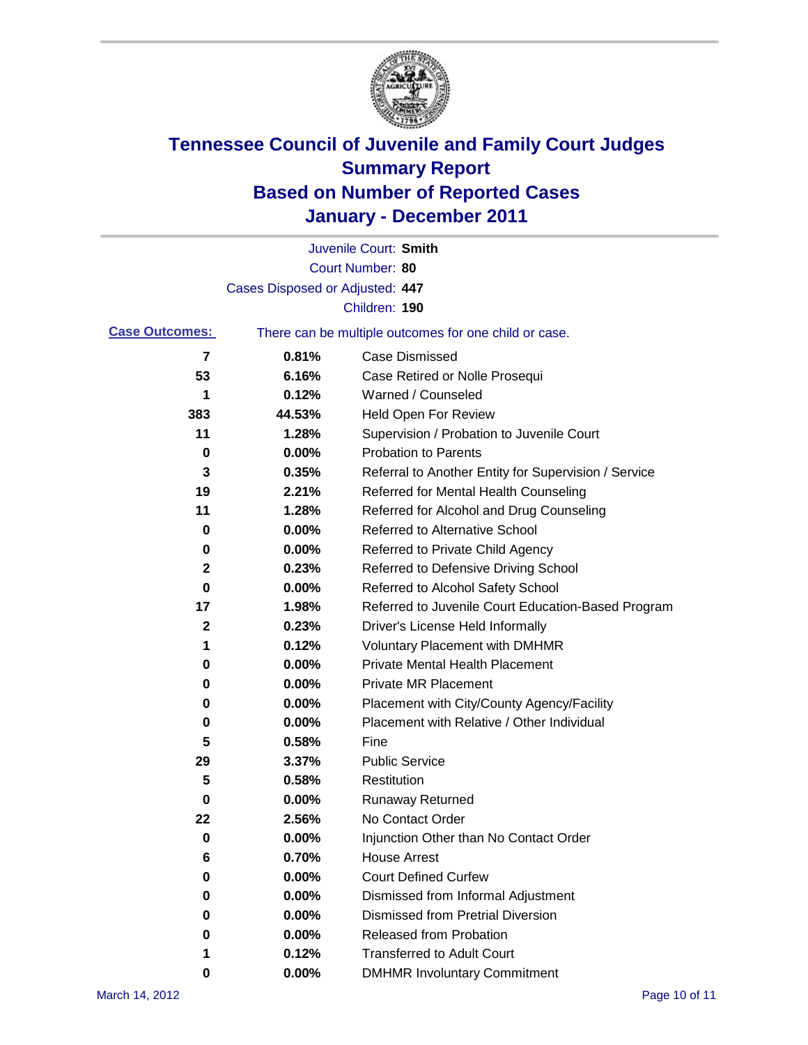# Tennessee Council of Juvenile and Family Court Judges
## Summary Report
## Based on Number of Reported Cases
## January - December 2011

Juvenile Court: **Smith**

Court Number: **80**

Cases Disposed or Adjusted: **447**

Children: **190**

**Case Outcomes:** There can be multiple outcomes for one child or case.

| Count | Percent | Outcome |
|---|---|---|
| 7 | 0.81% | Case Dismissed |
| 53 | 6.16% | Case Retired or Nolle Prosequi |
| 1 | 0.12% | Warned / Counseled |
| 383 | 44.53% | Held Open For Review |
| 11 | 1.28% | Supervision / Probation to Juvenile Court |
| 0 | 0.00% | Probation to Parents |
| 3 | 0.35% | Referral to Another Entity for Supervision / Service |
| 19 | 2.21% | Referred for Mental Health Counseling |
| 11 | 1.28% | Referred for Alcohol and Drug Counseling |
| 0 | 0.00% | Referred to Alternative School |
| 0 | 0.00% | Referred to Private Child Agency |
| 2 | 0.23% | Referred to Defensive Driving School |
| 0 | 0.00% | Referred to Alcohol Safety School |
| 17 | 1.98% | Referred to Juvenile Court Education-Based Program |
| 2 | 0.23% | Driver's License Held Informally |
| 1 | 0.12% | Voluntary Placement with DMHMR |
| 0 | 0.00% | Private Mental Health Placement |
| 0 | 0.00% | Private MR Placement |
| 0 | 0.00% | Placement with City/County Agency/Facility |
| 0 | 0.00% | Placement with Relative / Other Individual |
| 5 | 0.58% | Fine |
| 29 | 3.37% | Public Service |
| 5 | 0.58% | Restitution |
| 0 | 0.00% | Runaway Returned |
| 22 | 2.56% | No Contact Order |
| 0 | 0.00% | Injunction Other than No Contact Order |
| 6 | 0.70% | House Arrest |
| 0 | 0.00% | Court Defined Curfew |
| 0 | 0.00% | Dismissed from Informal Adjustment |
| 0 | 0.00% | Dismissed from Pretrial Diversion |
| 0 | 0.00% | Released from Probation |
| 1 | 0.12% | Transferred to Adult Court |
| 0 | 0.00% | DMHMR Involuntary Commitment |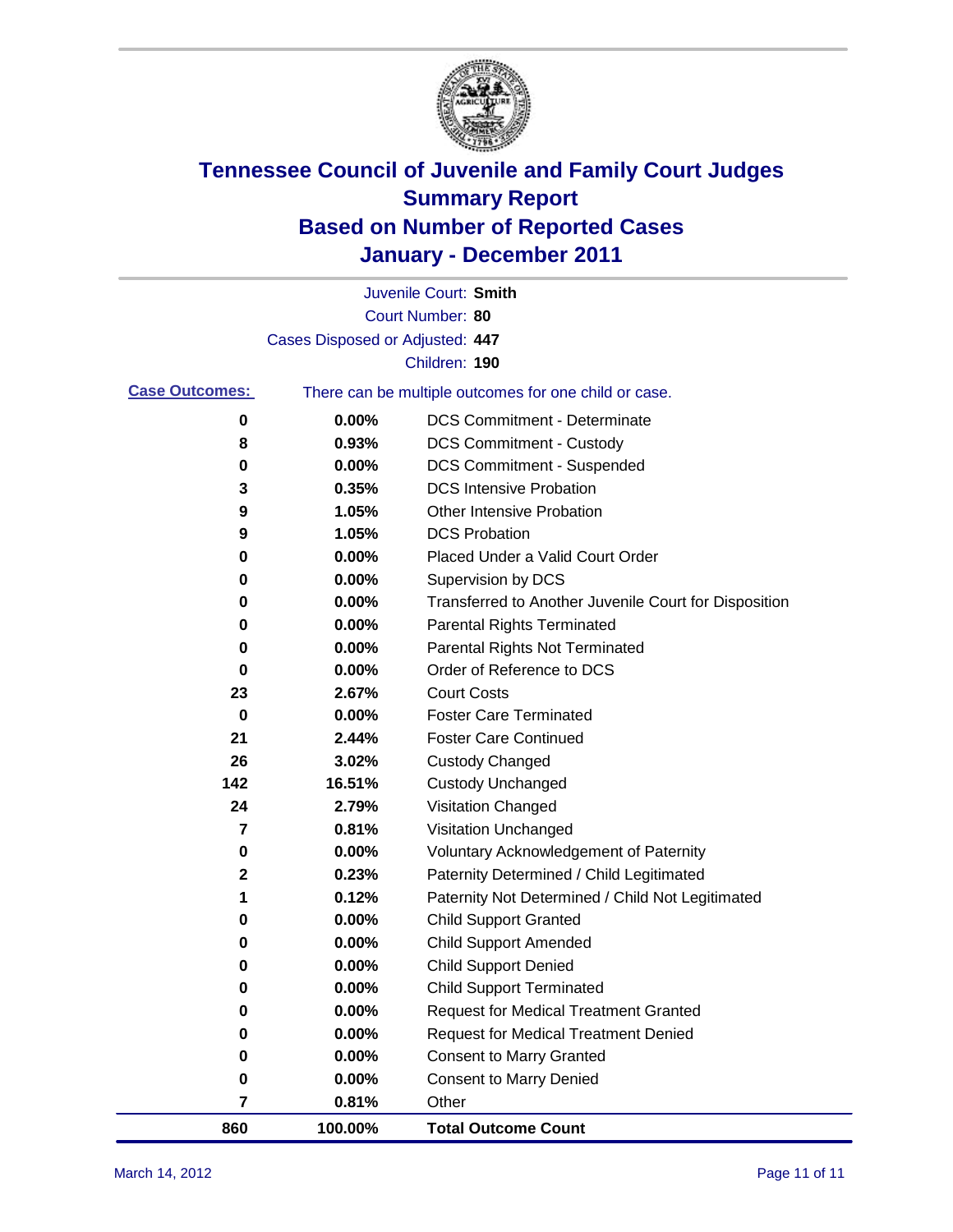# Tennessee Council of Juvenile and Family Court Judges
# Summary Report
# Based on Number of Reported Cases
# January - December 2011

Juvenile Court: **Smith**

Court Number: **80**

Cases Disposed or Adjusted: **447**

Children: **190**

**Case Outcomes:** There can be multiple outcomes for one child or case.

| | | |
|---|---|---|
| 0 | 0.00% | DCS Commitment - Determinate |
| 8 | 0.93% | DCS Commitment - Custody |
| 0 | 0.00% | DCS Commitment - Suspended |
| 3 | 0.35% | DCS Intensive Probation |
| 9 | 1.05% | Other Intensive Probation |
| 9 | 1.05% | DCS Probation |
| 0 | 0.00% | Placed Under a Valid Court Order |
| 0 | 0.00% | Supervision by DCS |
| 0 | 0.00% | Transferred to Another Juvenile Court for Disposition |
| 0 | 0.00% | Parental Rights Terminated |
| 0 | 0.00% | Parental Rights Not Terminated |
| 0 | 0.00% | Order of Reference to DCS |
| 23 | 2.67% | Court Costs |
| 0 | 0.00% | Foster Care Terminated |
| 21 | 2.44% | Foster Care Continued |
| 26 | 3.02% | Custody Changed |
| 142 | 16.51% | Custody Unchanged |
| 24 | 2.79% | Visitation Changed |
| 7 | 0.81% | Visitation Unchanged |
| 0 | 0.00% | Voluntary Acknowledgement of Paternity |
| 2 | 0.23% | Paternity Determined / Child Legitimated |
| 1 | 0.12% | Paternity Not Determined / Child Not Legitimated |
| 0 | 0.00% | Child Support Granted |
| 0 | 0.00% | Child Support Amended |
| 0 | 0.00% | Child Support Denied |
| 0 | 0.00% | Child Support Terminated |
| 0 | 0.00% | Request for Medical Treatment Granted |
| 0 | 0.00% | Request for Medical Treatment Denied |
| 0 | 0.00% | Consent to Marry Granted |
| 0 | 0.00% | Consent to Marry Denied |
| 7 | 0.81% | Other |
| **860** | **100.00%** | **Total Outcome Count** |

March 14, 2012